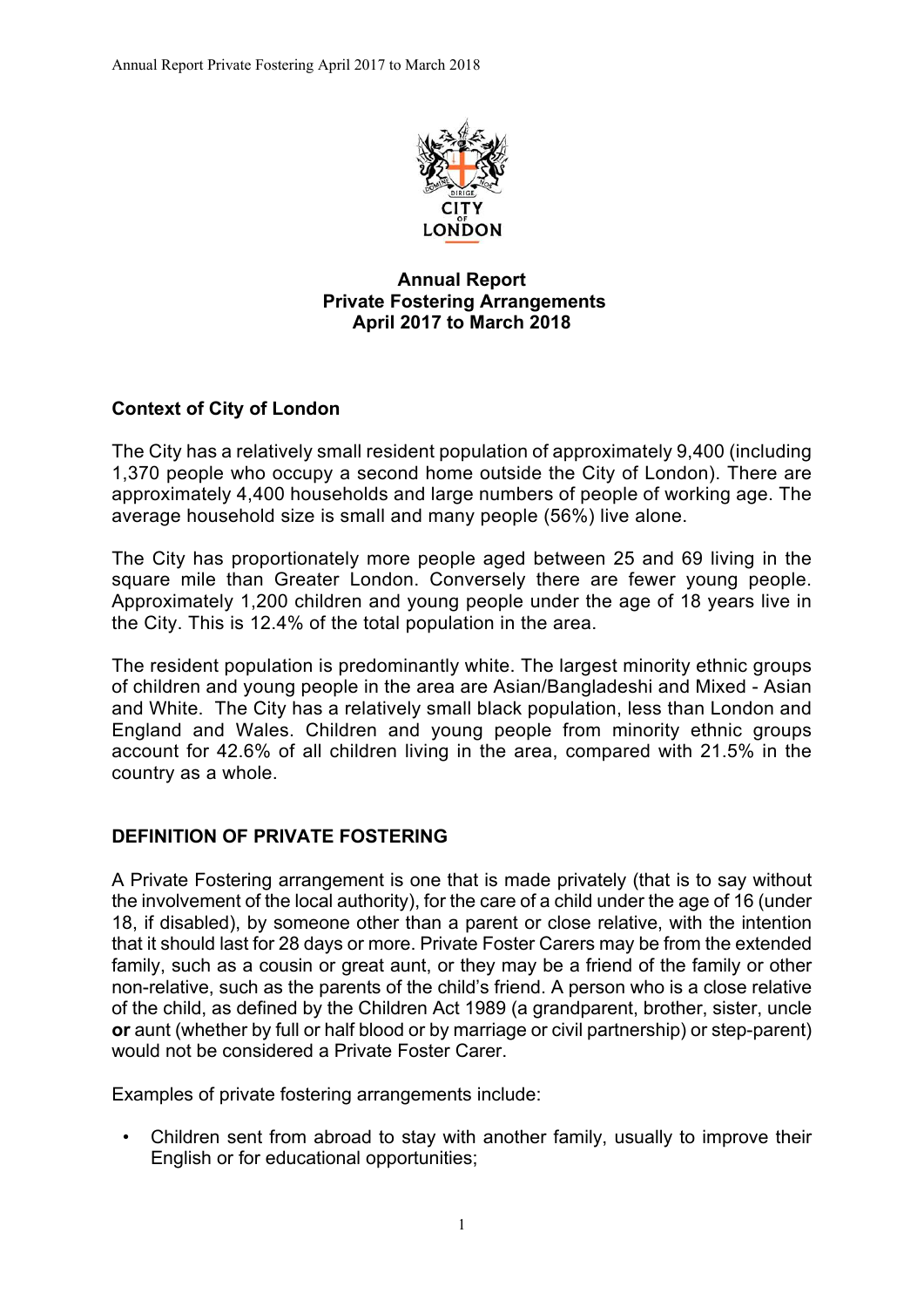# Annual Report
# Private Fostering Arrangements
# April 2017 to March 2018

## Context of City of London

The City has a relatively small resident population of approximately 9,400 (including 1,370 people who occupy a second home outside the City of London). There are approximately 4,400 households and large numbers of people of working age. The average household size is small and many people (56%) live alone.

The City has proportionately more people aged between 25 and 69 living in the square mile than Greater London. Conversely there are fewer young people. Approximately 1,200 children and young people under the age of 18 years live in the City. This is 12.4% of the total population in the area.

The resident population is predominantly white. The largest minority ethnic groups of children and young people in the area are Asian/Bangladeshi and Mixed - Asian and White. The City has a relatively small black population, less than London and England and Wales. Children and young people from minority ethnic groups account for 42.6% of all children living in the area, compared with 21.5% in the country as a whole.

## DEFINITION OF PRIVATE FOSTERING

A Private Fostering arrangement is one that is made privately (that is to say without the involvement of the local authority), for the care of a child under the age of 16 (under 18, if disabled), by someone other than a parent or close relative, with the intention that it should last for 28 days or more. Private Foster Carers may be from the extended family, such as a cousin or great aunt, or they may be a friend of the family or other non-relative, such as the parents of the child's friend. A person who is a close relative of the child, as defined by the Children Act 1989 (a grandparent, brother, sister, uncle **or** aunt (whether by full or half blood or by marriage or civil partnership) or step-parent) would not be considered a Private Foster Carer.

Examples of private fostering arrangements include:

- Children sent from abroad to stay with another family, usually to improve their English or for educational opportunities;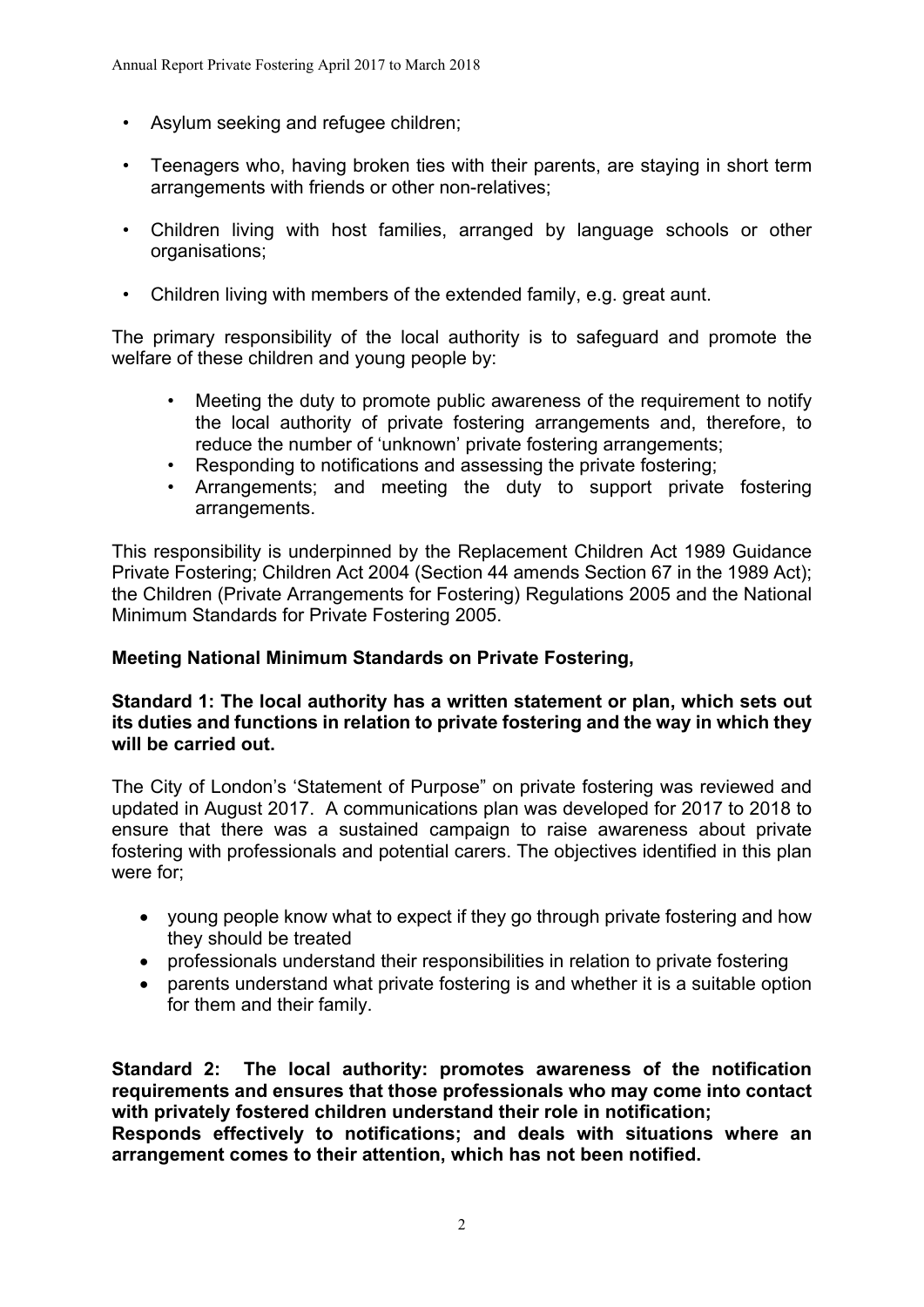- Asylum seeking and refugee children;
- Teenagers who, having broken ties with their parents, are staying in short term arrangements with friends or other non-relatives;
- Children living with host families, arranged by language schools or other organisations;
- Children living with members of the extended family, e.g. great aunt.

The primary responsibility of the local authority is to safeguard and promote the welfare of these children and young people by:

- Meeting the duty to promote public awareness of the requirement to notify the local authority of private fostering arrangements and, therefore, to reduce the number of 'unknown' private fostering arrangements;
- Responding to notifications and assessing the private fostering;
- Arrangements; and meeting the duty to support private fostering arrangements.

This responsibility is underpinned by the Replacement Children Act 1989 Guidance Private Fostering; Children Act 2004 (Section 44 amends Section 67 in the 1989 Act); the Children (Private Arrangements for Fostering) Regulations 2005 and the National Minimum Standards for Private Fostering 2005.

**Meeting National Minimum Standards on Private Fostering,**

**Standard 1: The local authority has a written statement or plan, which sets out its duties and functions in relation to private fostering and the way in which they will be carried out.**

The City of London's 'Statement of Purpose" on private fostering was reviewed and updated in August 2017. A communications plan was developed for 2017 to 2018 to ensure that there was a sustained campaign to raise awareness about private fostering with professionals and potential carers. The objectives identified in this plan were for;

- young people know what to expect if they go through private fostering and how they should be treated
- professionals understand their responsibilities in relation to private fostering
- parents understand what private fostering is and whether it is a suitable option for them and their family.

**Standard 2: The local authority: promotes awareness of the notification requirements and ensures that those professionals who may come into contact with privately fostered children understand their role in notification; Responds effectively to notifications; and deals with situations where an arrangement comes to their attention, which has not been notified.**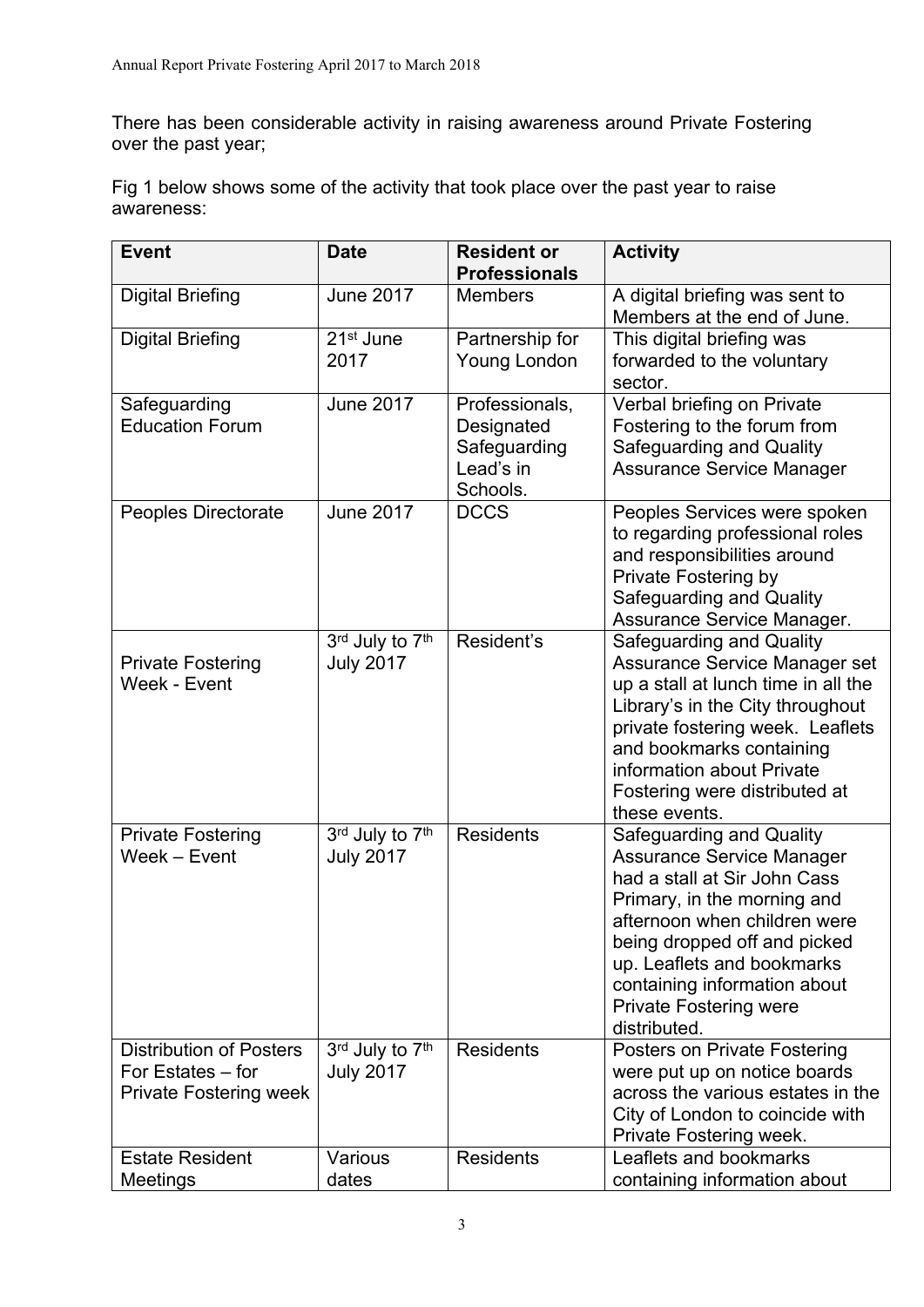There has been considerable activity in raising awareness around Private Fostering over the past year;

Fig 1 below shows some of the activity that took place over the past year to raise awareness:

| Event | Date | Resident or Professionals | Activity |
|---|---|---|---|
| Digital Briefing | June 2017 | Members | A digital briefing was sent to Members at the end of June. |
| Digital Briefing | 21st June 2017 | Partnership for Young London | This digital briefing was forwarded to the voluntary sector. |
| Safeguarding Education Forum | June 2017 | Professionals, Designated Safeguarding Lead's in Schools. | Verbal briefing on Private Fostering to the forum from Safeguarding and Quality Assurance Service Manager |
| Peoples Directorate | June 2017 | DCCS | Peoples Services were spoken to regarding professional roles and responsibilities around Private Fostering by Safeguarding and Quality Assurance Service Manager. |
| Private Fostering Week - Event | 3rd July to 7th July 2017 | Resident's | Safeguarding and Quality Assurance Service Manager set up a stall at lunch time in all the Library's in the City throughout private fostering week. Leaflets and bookmarks containing information about Private Fostering were distributed at these events. |
| Private Fostering Week – Event | 3rd July to 7th July 2017 | Residents | Safeguarding and Quality Assurance Service Manager had a stall at Sir John Cass Primary, in the morning and afternoon when children were being dropped off and picked up. Leaflets and bookmarks containing information about Private Fostering were distributed. |
| Distribution of Posters For Estates – for Private Fostering week | 3rd July to 7th July 2017 | Residents | Posters on Private Fostering were put up on notice boards across the various estates in the City of London to coincide with Private Fostering week. |
| Estate Resident Meetings | Various dates | Residents | Leaflets and bookmarks containing information about |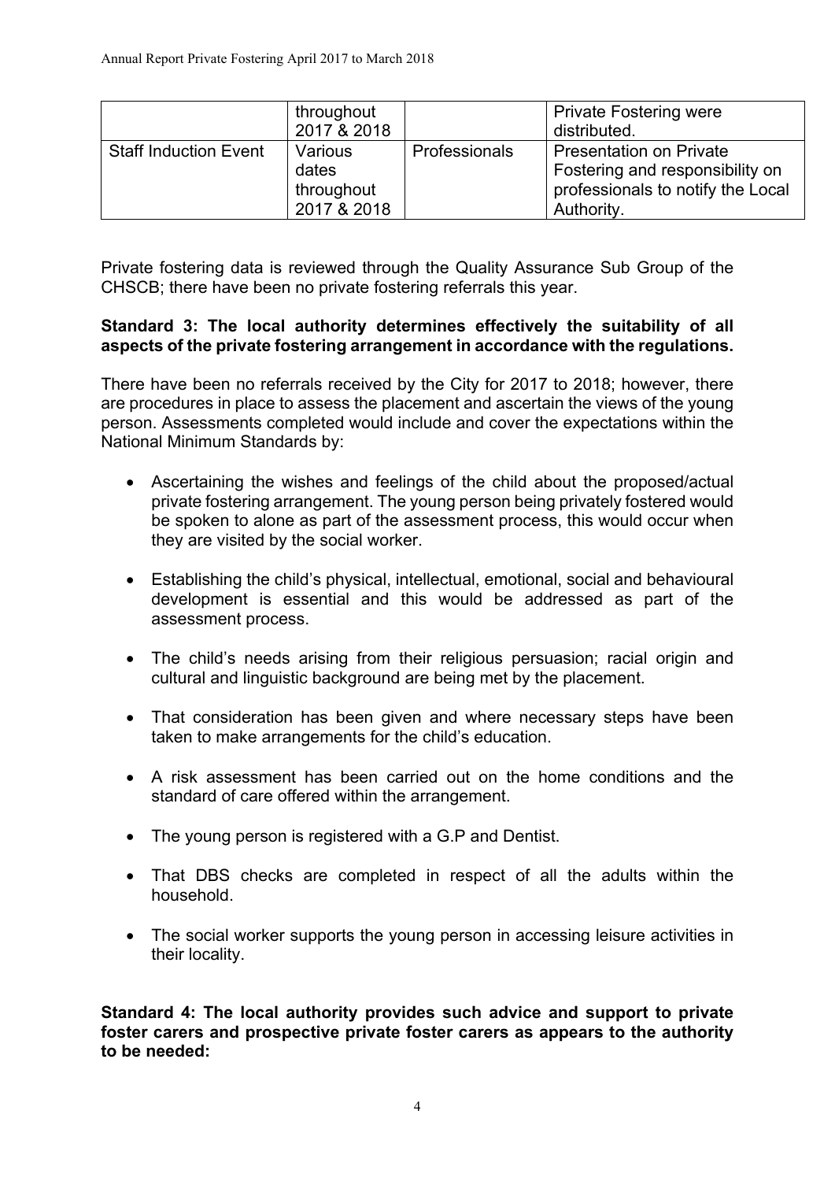|  | throughout 2017 & 2018 |  | Private Fostering were distributed. |
| --- | --- | --- | --- |
| Staff Induction Event | Various dates throughout 2017 & 2018 | Professionals | Presentation on Private Fostering and responsibility on professionals to notify the Local Authority. |

Private fostering data is reviewed through the Quality Assurance Sub Group of the CHSCB; there have been no private fostering referrals this year.

**Standard 3: The local authority determines effectively the suitability of all aspects of the private fostering arrangement in accordance with the regulations.**

There have been no referrals received by the City for 2017 to 2018; however, there are procedures in place to assess the placement and ascertain the views of the young person. Assessments completed would include and cover the expectations within the National Minimum Standards by:

- Ascertaining the wishes and feelings of the child about the proposed/actual private fostering arrangement. The young person being privately fostered would be spoken to alone as part of the assessment process, this would occur when they are visited by the social worker.
- Establishing the child's physical, intellectual, emotional, social and behavioural development is essential and this would be addressed as part of the assessment process.
- The child's needs arising from their religious persuasion; racial origin and cultural and linguistic background are being met by the placement.
- That consideration has been given and where necessary steps have been taken to make arrangements for the child's education.
- A risk assessment has been carried out on the home conditions and the standard of care offered within the arrangement.
- The young person is registered with a G.P and Dentist.
- That DBS checks are completed in respect of all the adults within the household.
- The social worker supports the young person in accessing leisure activities in their locality.

**Standard 4: The local authority provides such advice and support to private foster carers and prospective private foster carers as appears to the authority to be needed:**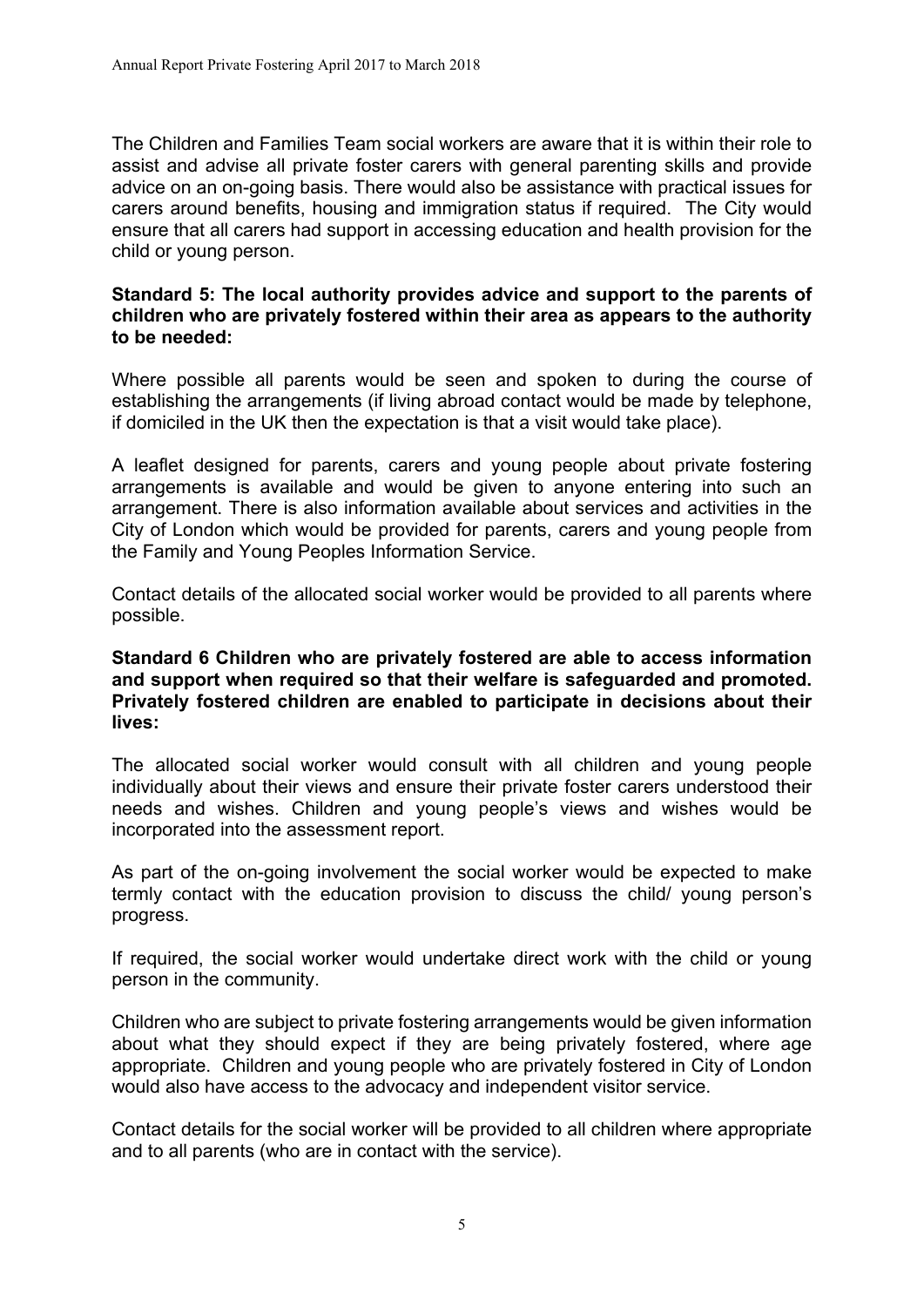The Children and Families Team social workers are aware that it is within their role to assist and advise all private foster carers with general parenting skills and provide advice on an on-going basis. There would also be assistance with practical issues for carers around benefits, housing and immigration status if required. The City would ensure that all carers had support in accessing education and health provision for the child or young person.

**Standard 5: The local authority provides advice and support to the parents of children who are privately fostered within their area as appears to the authority to be needed:**

Where possible all parents would be seen and spoken to during the course of establishing the arrangements (if living abroad contact would be made by telephone, if domiciled in the UK then the expectation is that a visit would take place).

A leaflet designed for parents, carers and young people about private fostering arrangements is available and would be given to anyone entering into such an arrangement. There is also information available about services and activities in the City of London which would be provided for parents, carers and young people from the Family and Young Peoples Information Service.

Contact details of the allocated social worker would be provided to all parents where possible.

**Standard 6 Children who are privately fostered are able to access information and support when required so that their welfare is safeguarded and promoted. Privately fostered children are enabled to participate in decisions about their lives:**

The allocated social worker would consult with all children and young people individually about their views and ensure their private foster carers understood their needs and wishes. Children and young people's views and wishes would be incorporated into the assessment report.

As part of the on-going involvement the social worker would be expected to make termly contact with the education provision to discuss the child/ young person's progress.

If required, the social worker would undertake direct work with the child or young person in the community.

Children who are subject to private fostering arrangements would be given information about what they should expect if they are being privately fostered, where age appropriate. Children and young people who are privately fostered in City of London would also have access to the advocacy and independent visitor service.

Contact details for the social worker will be provided to all children where appropriate and to all parents (who are in contact with the service).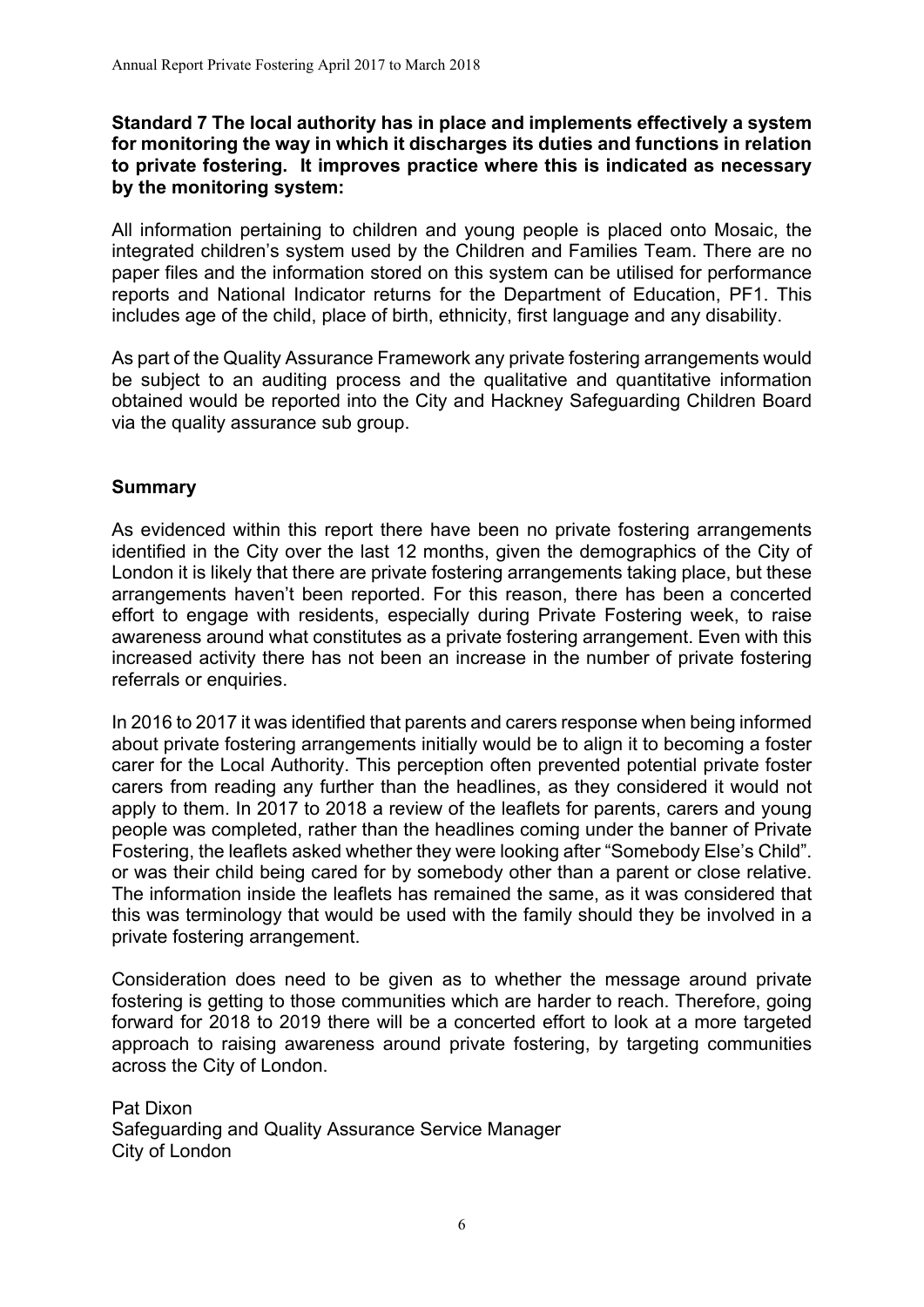**Standard 7 The local authority has in place and implements effectively a system for monitoring the way in which it discharges its duties and functions in relation to private fostering. It improves practice where this is indicated as necessary by the monitoring system:**

All information pertaining to children and young people is placed onto Mosaic, the integrated children's system used by the Children and Families Team. There are no paper files and the information stored on this system can be utilised for performance reports and National Indicator returns for the Department of Education, PF1. This includes age of the child, place of birth, ethnicity, first language and any disability.

As part of the Quality Assurance Framework any private fostering arrangements would be subject to an auditing process and the qualitative and quantitative information obtained would be reported into the City and Hackney Safeguarding Children Board via the quality assurance sub group.

## Summary

As evidenced within this report there have been no private fostering arrangements identified in the City over the last 12 months, given the demographics of the City of London it is likely that there are private fostering arrangements taking place, but these arrangements haven't been reported. For this reason, there has been a concerted effort to engage with residents, especially during Private Fostering week, to raise awareness around what constitutes as a private fostering arrangement. Even with this increased activity there has not been an increase in the number of private fostering referrals or enquiries.

In 2016 to 2017 it was identified that parents and carers response when being informed about private fostering arrangements initially would be to align it to becoming a foster carer for the Local Authority. This perception often prevented potential private foster carers from reading any further than the headlines, as they considered it would not apply to them. In 2017 to 2018 a review of the leaflets for parents, carers and young people was completed, rather than the headlines coming under the banner of Private Fostering, the leaflets asked whether they were looking after "Somebody Else's Child". or was their child being cared for by somebody other than a parent or close relative. The information inside the leaflets has remained the same, as it was considered that this was terminology that would be used with the family should they be involved in a private fostering arrangement.

Consideration does need to be given as to whether the message around private fostering is getting to those communities which are harder to reach. Therefore, going forward for 2018 to 2019 there will be a concerted effort to look at a more targeted approach to raising awareness around private fostering, by targeting communities across the City of London.

Pat Dixon
Safeguarding and Quality Assurance Service Manager
City of London